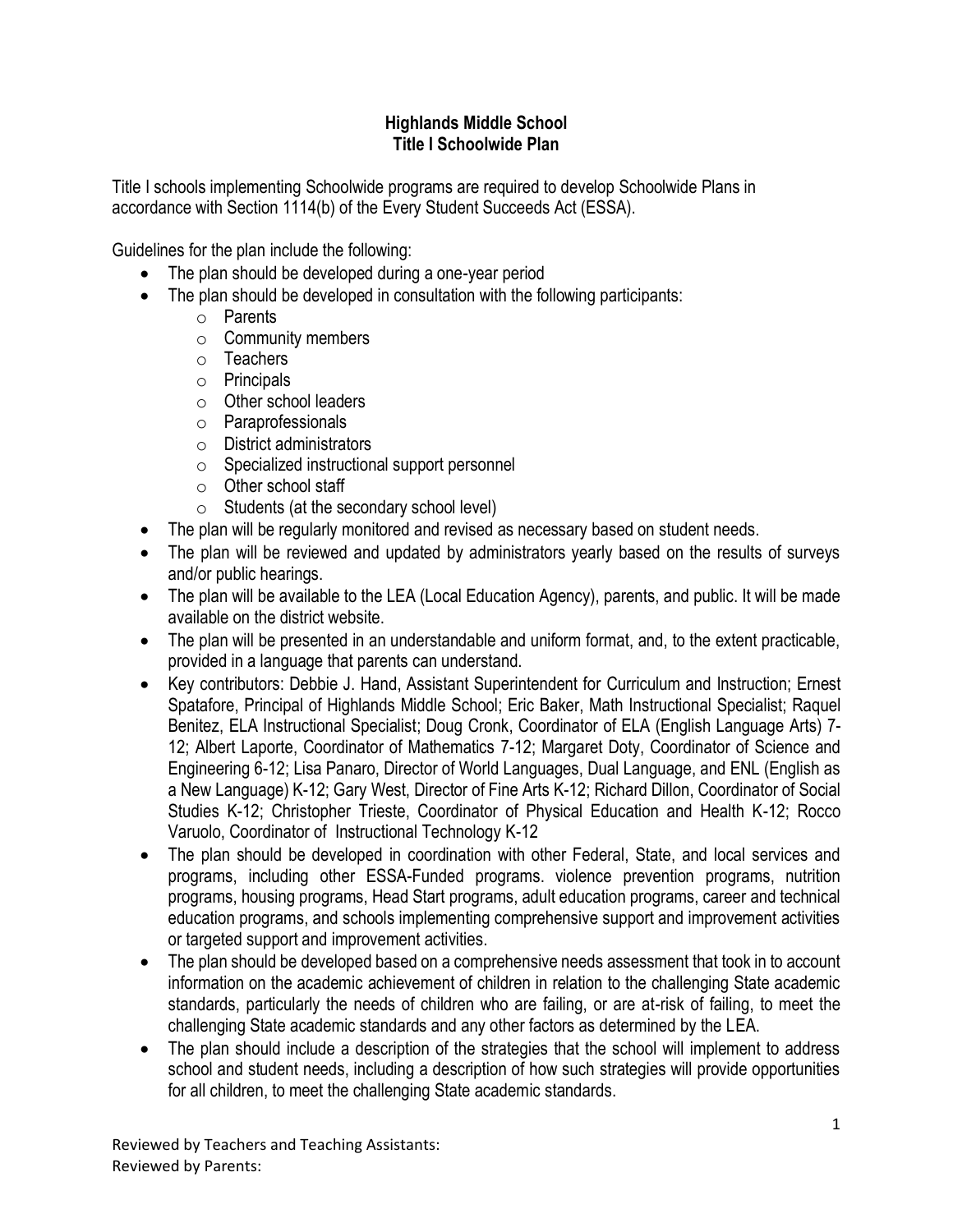# Highlands Middle School
## Title I Schoolwide Plan

Title I schools implementing Schoolwide programs are required to develop Schoolwide Plans in accordance with Section 1114(b) of the Every Student Succeeds Act (ESSA).

Guidelines for the plan include the following:

- The plan should be developed during a one-year period
- The plan should be developed in consultation with the following participants:
  - Parents
  - Community members
  - Teachers
  - Principals
  - Other school leaders
  - Paraprofessionals
  - District administrators
  - Specialized instructional support personnel
  - Other school staff
  - Students (at the secondary school level)
- The plan will be regularly monitored and revised as necessary based on student needs.
- The plan will be reviewed and updated by administrators yearly based on the results of surveys and/or public hearings.
- The plan will be available to the LEA (Local Education Agency), parents, and public. It will be made available on the district website.
- The plan will be presented in an understandable and uniform format, and, to the extent practicable, provided in a language that parents can understand.
- Key contributors: Debbie J. Hand, Assistant Superintendent for Curriculum and Instruction; Ernest Spatafore, Principal of Highlands Middle School; Eric Baker, Math Instructional Specialist; Raquel Benitez, ELA Instructional Specialist; Doug Cronk, Coordinator of ELA (English Language Arts) 7-12; Albert Laporte, Coordinator of Mathematics 7-12; Margaret Doty, Coordinator of Science and Engineering 6-12; Lisa Panaro, Director of World Languages, Dual Language, and ENL (English as a New Language) K-12; Gary West, Director of Fine Arts K-12; Richard Dillon, Coordinator of Social Studies K-12; Christopher Trieste, Coordinator of Physical Education and Health K-12; Rocco Varuolo, Coordinator of Instructional Technology K-12
- The plan should be developed in coordination with other Federal, State, and local services and programs, including other ESSA-Funded programs. violence prevention programs, nutrition programs, housing programs, Head Start programs, adult education programs, career and technical education programs, and schools implementing comprehensive support and improvement activities or targeted support and improvement activities.
- The plan should be developed based on a comprehensive needs assessment that took in to account information on the academic achievement of children in relation to the challenging State academic standards, particularly the needs of children who are failing, or are at-risk of failing, to meet the challenging State academic standards and any other factors as determined by the LEA.
- The plan should include a description of the strategies that the school will implement to address school and student needs, including a description of how such strategies will provide opportunities for all children, to meet the challenging State academic standards.

Reviewed by Teachers and Teaching Assistants:
Reviewed by Parents: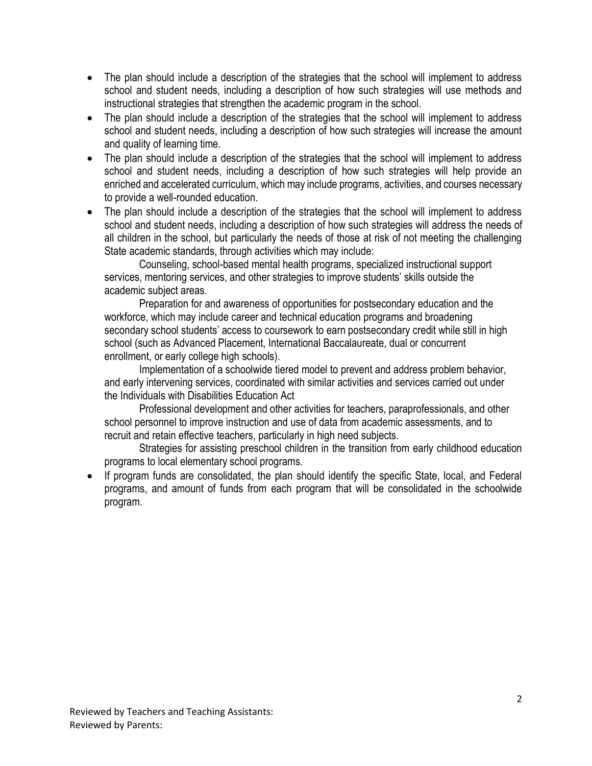- The plan should include a description of the strategies that the school will implement to address school and student needs, including a description of how such strategies will use methods and instructional strategies that strengthen the academic program in the school.
- The plan should include a description of the strategies that the school will implement to address school and student needs, including a description of how such strategies will increase the amount and quality of learning time.
- The plan should include a description of the strategies that the school will implement to address school and student needs, including a description of how such strategies will help provide an enriched and accelerated curriculum, which may include programs, activities, and courses necessary to provide a well-rounded education.
- The plan should include a description of the strategies that the school will implement to address school and student needs, including a description of how such strategies will address the needs of all children in the school, but particularly the needs of those at risk of not meeting the challenging State academic standards, through activities which may include:

  Counseling, school-based mental health programs, specialized instructional support services, mentoring services, and other strategies to improve students' skills outside the academic subject areas.

  Preparation for and awareness of opportunities for postsecondary education and the workforce, which may include career and technical education programs and broadening secondary school students' access to coursework to earn postsecondary credit while still in high school (such as Advanced Placement, International Baccalaureate, dual or concurrent enrollment, or early college high schools).

  Implementation of a schoolwide tiered model to prevent and address problem behavior, and early intervening services, coordinated with similar activities and services carried out under the Individuals with Disabilities Education Act

  Professional development and other activities for teachers, paraprofessionals, and other school personnel to improve instruction and use of data from academic assessments, and to recruit and retain effective teachers, particularly in high need subjects.

  Strategies for assisting preschool children in the transition from early childhood education programs to local elementary school programs.
- If program funds are consolidated, the plan should identify the specific State, local, and Federal programs, and amount of funds from each program that will be consolidated in the schoolwide program.

Reviewed by Teachers and Teaching Assistants:
Reviewed by Parents: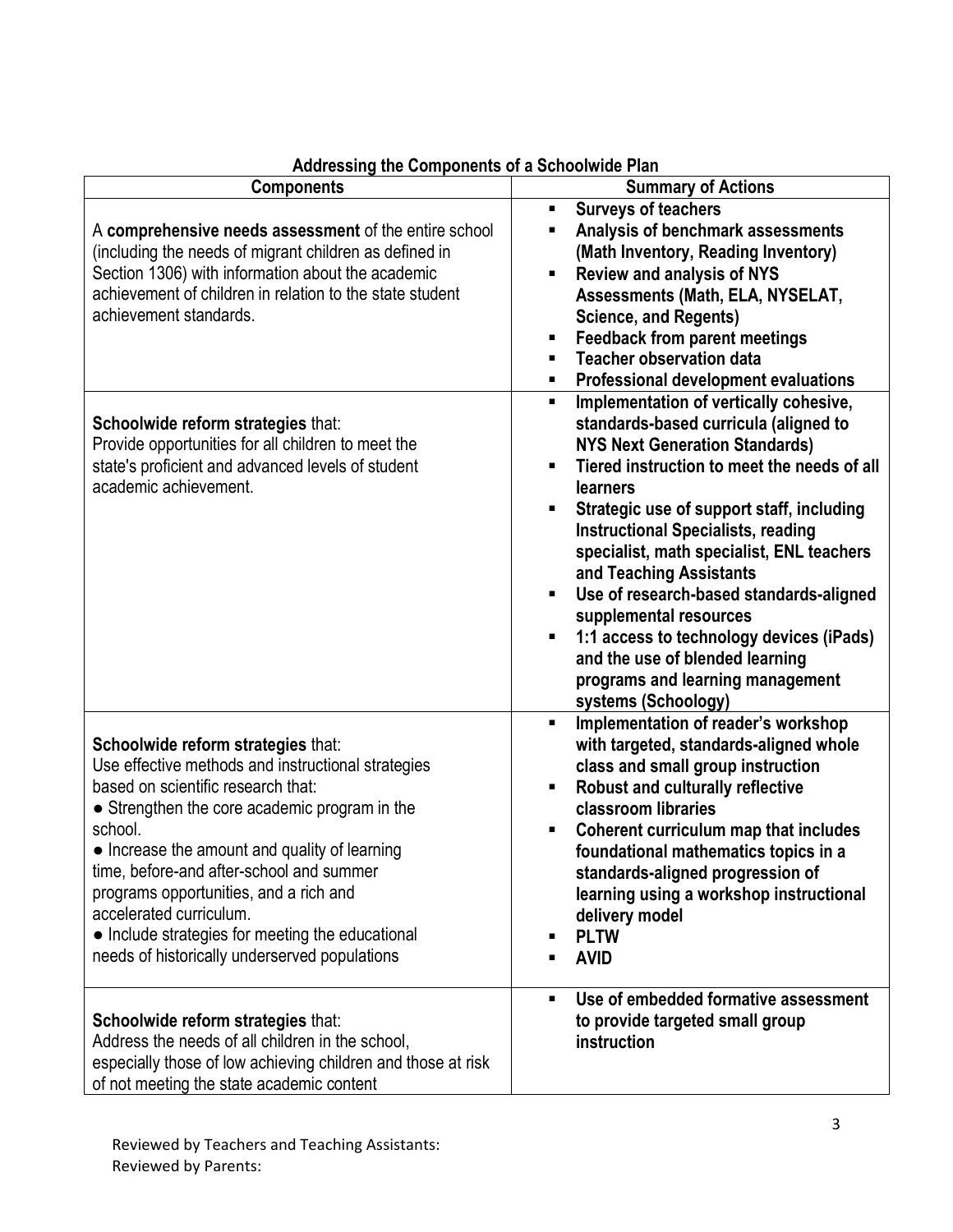## Addressing the Components of a Schoolwide Plan

| Components | Summary of Actions |
| --- | --- |
| A **comprehensive needs assessment** of the entire school (including the needs of migrant children as defined in Section 1306) with information about the academic achievement of children in relation to the state student achievement standards. | ▪ **Surveys of teachers**<br>▪ **Analysis of benchmark assessments (Math Inventory, Reading Inventory)**<br>▪ **Review and analysis of NYS Assessments (Math, ELA, NYSELAT, Science, and Regents)**<br>▪ **Feedback from parent meetings**<br>▪ **Teacher observation data**<br>▪ **Professional development evaluations** |
| **Schoolwide reform strategies** that:<br>Provide opportunities for all children to meet the state's proficient and advanced levels of student academic achievement. | ▪ **Implementation of vertically cohesive, standards-based curricula (aligned to NYS Next Generation Standards)**<br>▪ **Tiered instruction to meet the needs of all learners**<br>▪ **Strategic use of support staff, including Instructional Specialists, reading specialist, math specialist, ENL teachers and Teaching Assistants**<br>▪ **Use of research-based standards-aligned supplemental resources**<br>▪ **1:1 access to technology devices (iPads) and the use of blended learning programs and learning management systems (Schoology)** |
| **Schoolwide reform strategies** that:<br>Use effective methods and instructional strategies based on scientific research that:<br>● Strengthen the core academic program in the school.<br>● Increase the amount and quality of learning time, before-and after-school and summer programs opportunities, and a rich and accelerated curriculum.<br>● Include strategies for meeting the educational needs of historically underserved populations | ▪ **Implementation of reader's workshop with targeted, standards-aligned whole class and small group instruction**<br>▪ **Robust and culturally reflective classroom libraries**<br>▪ **Coherent curriculum map that includes foundational mathematics topics in a standards-aligned progression of learning using a workshop instructional delivery model**<br>▪ **PLTW**<br>▪ **AVID** |
| **Schoolwide reform strategies** that:<br>Address the needs of all children in the school, especially those of low achieving children and those at risk of not meeting the state academic content | ▪ **Use of embedded formative assessment to provide targeted small group instruction** |

Reviewed by Teachers and Teaching Assistants:
Reviewed by Parents: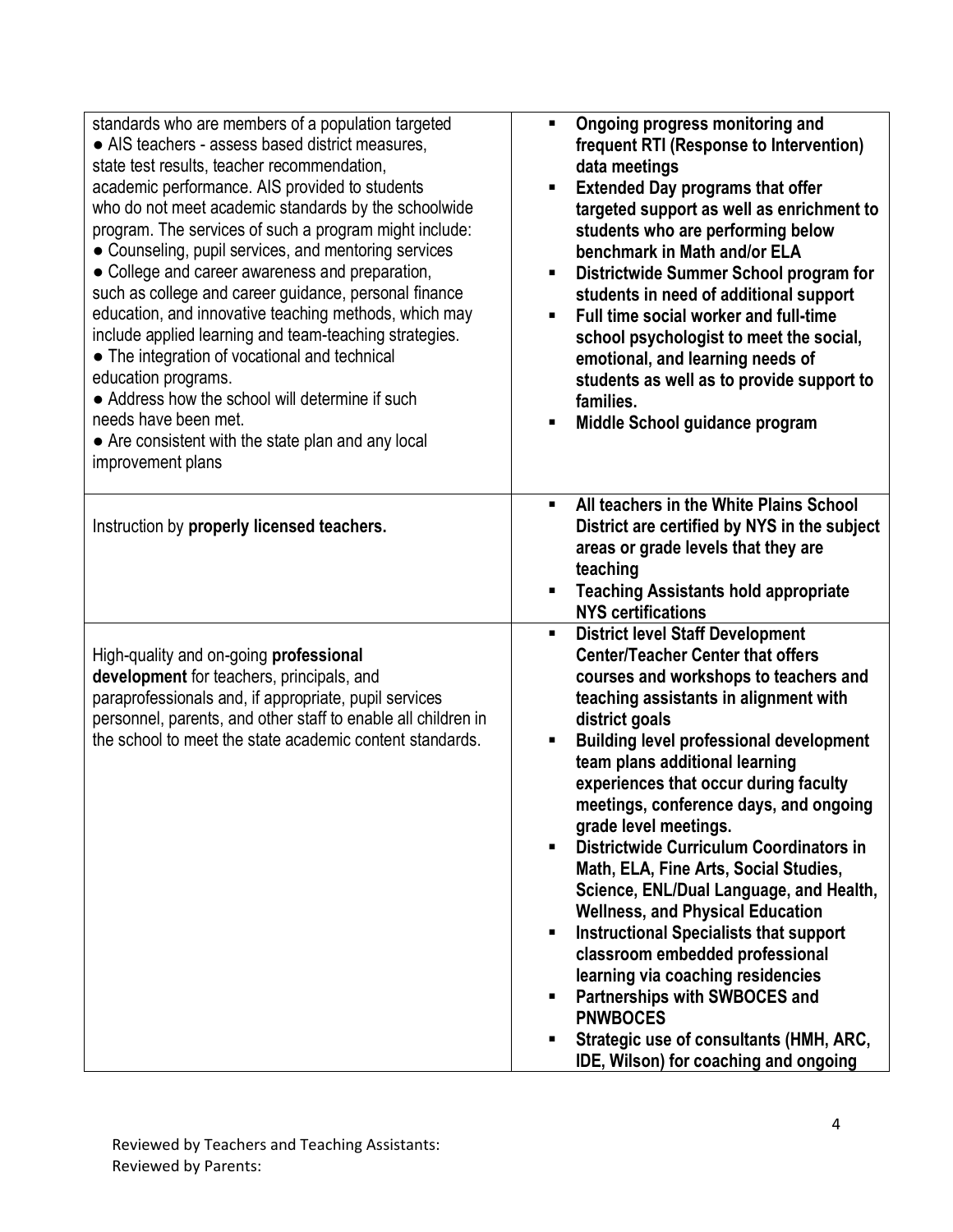| | |
|---|---|
| standards who are members of a population targeted<br>● AIS teachers - assess based district measures, state test results, teacher recommendation, academic performance. AIS provided to students who do not meet academic standards by the schoolwide program. The services of such a program might include:<br>● Counseling, pupil services, and mentoring services<br>● College and career awareness and preparation, such as college and career guidance, personal finance education, and innovative teaching methods, which may include applied learning and team-teaching strategies.<br>● The integration of vocational and technical education programs.<br>● Address how the school will determine if such needs have been met.<br>● Are consistent with the state plan and any local improvement plans | ▪ **Ongoing progress monitoring and frequent RTI (Response to Intervention) data meetings**<br>▪ **Extended Day programs that offer targeted support as well as enrichment to students who are performing below benchmark in Math and/or ELA**<br>▪ **Districtwide Summer School program for students in need of additional support**<br>▪ **Full time social worker and full-time school psychologist to meet the social, emotional, and learning needs of students as well as to provide support to families.**<br>▪ **Middle School guidance program** |
| Instruction by **properly licensed teachers.** | ▪ **All teachers in the White Plains School District are certified by NYS in the subject areas or grade levels that they are teaching**<br>▪ **Teaching Assistants hold appropriate NYS certifications** |
| High-quality and on-going **professional development** for teachers, principals, and paraprofessionals and, if appropriate, pupil services personnel, parents, and other staff to enable all children in the school to meet the state academic content standards. | ▪ **District level Staff Development Center/Teacher Center that offers courses and workshops to teachers and teaching assistants in alignment with district goals**<br>▪ **Building level professional development team plans additional learning experiences that occur during faculty meetings, conference days, and ongoing grade level meetings.**<br>▪ **Districtwide Curriculum Coordinators in Math, ELA, Fine Arts, Social Studies, Science, ENL/Dual Language, and Health, Wellness, and Physical Education**<br>▪ **Instructional Specialists that support classroom embedded professional learning via coaching residencies**<br>▪ **Partnerships with SWBOCES and PNWBOCES**<br>▪ **Strategic use of consultants (HMH, ARC, IDE, Wilson) for coaching and ongoing** |

Reviewed by Teachers and Teaching Assistants:
Reviewed by Parents: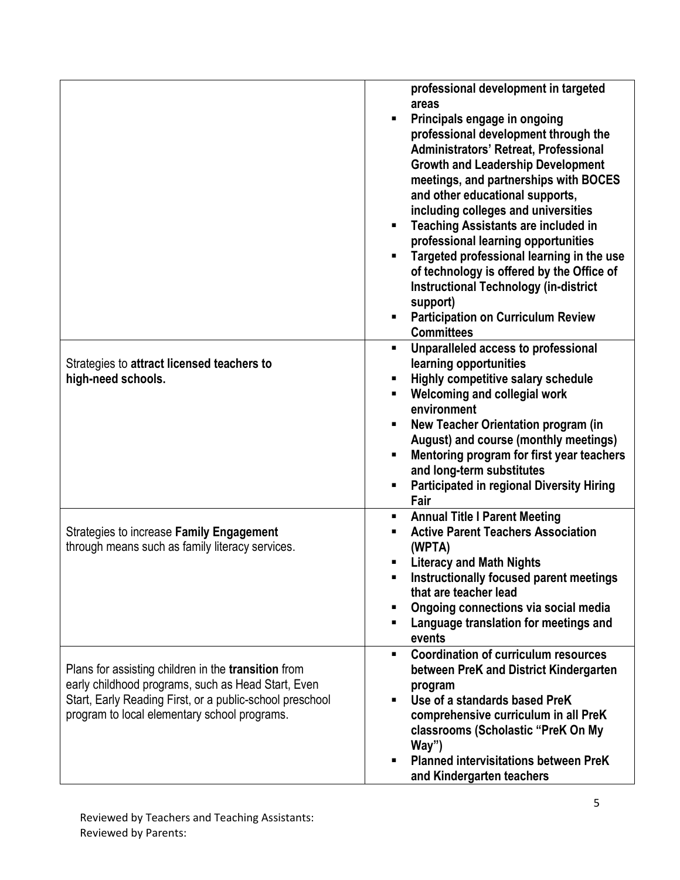| | |
|---|---|
| | **professional development in targeted areas**<br>▪ **Principals engage in ongoing professional development through the Administrators' Retreat, Professional Growth and Leadership Development meetings, and partnerships with BOCES and other educational supports, including colleges and universities**<br>▪ **Teaching Assistants are included in professional learning opportunities**<br>▪ **Targeted professional learning in the use of technology is offered by the Office of Instructional Technology (in-district support)**<br>▪ **Participation on Curriculum Review Committees** |
| Strategies to **attract licensed teachers to high-need schools.** | ▪ **Unparalleled access to professional learning opportunities**<br>▪ **Highly competitive salary schedule**<br>▪ **Welcoming and collegial work environment**<br>▪ **New Teacher Orientation program (in August) and course (monthly meetings)**<br>▪ **Mentoring program for first year teachers and long-term substitutes**<br>▪ **Participated in regional Diversity Hiring Fair** |
| Strategies to increase **Family Engagement** through means such as family literacy services. | ▪ **Annual Title I Parent Meeting**<br>▪ **Active Parent Teachers Association (WPTA)**<br>▪ **Literacy and Math Nights**<br>▪ **Instructionally focused parent meetings that are teacher lead**<br>▪ **Ongoing connections via social media**<br>▪ **Language translation for meetings and events** |
| Plans for assisting children in the **transition** from early childhood programs, such as Head Start, Even Start, Early Reading First, or a public-school preschool program to local elementary school programs. | ▪ **Coordination of curriculum resources between PreK and District Kindergarten program**<br>▪ **Use of a standards based PreK comprehensive curriculum in all PreK classrooms (Scholastic "PreK On My Way")**<br>▪ **Planned intervisitations between PreK and Kindergarten teachers** |

Reviewed by Teachers and Teaching Assistants:
Reviewed by Parents: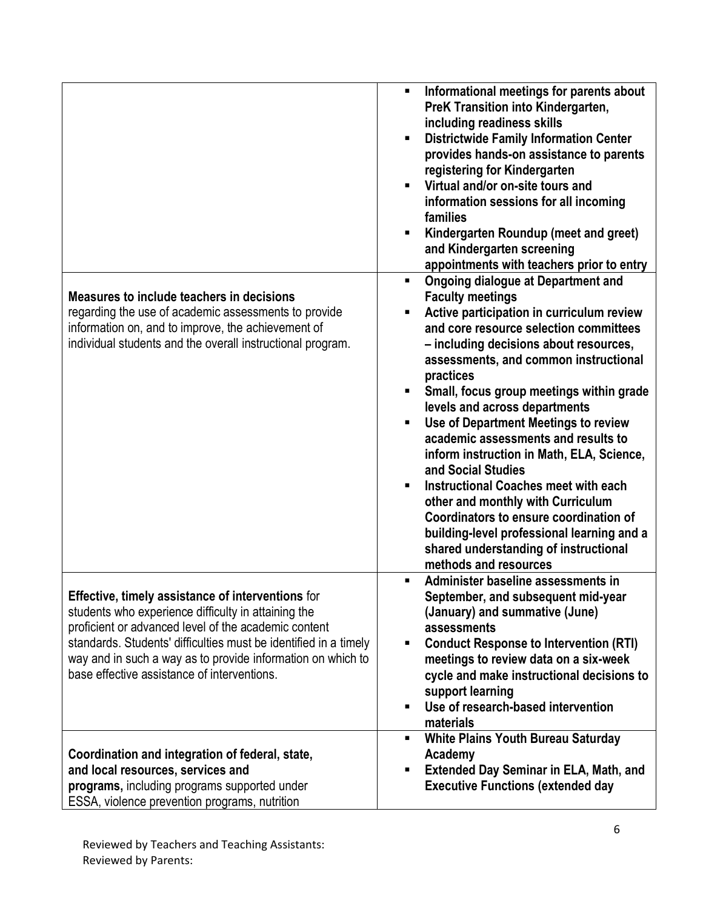| | |
|---|---|
| | ▪ **Informational meetings for parents about PreK Transition into Kindergarten, including readiness skills**<br>▪ **Districtwide Family Information Center provides hands-on assistance to parents registering for Kindergarten**<br>▪ **Virtual and/or on-site tours and information sessions for all incoming families**<br>▪ **Kindergarten Roundup (meet and greet) and Kindergarten screening appointments with teachers prior to entry** |
| **Measures to include teachers in decisions** regarding the use of academic assessments to provide information on, and to improve, the achievement of individual students and the overall instructional program. | ▪ **Ongoing dialogue at Department and Faculty meetings**<br>▪ **Active participation in curriculum review and core resource selection committees – including decisions about resources, assessments, and common instructional practices**<br>▪ **Small, focus group meetings within grade levels and across departments**<br>▪ **Use of Department Meetings to review academic assessments and results to inform instruction in Math, ELA, Science, and Social Studies**<br>▪ **Instructional Coaches meet with each other and monthly with Curriculum Coordinators to ensure coordination of building-level professional learning and a shared understanding of instructional methods and resources** |
| **Effective, timely assistance of interventions** for students who experience difficulty in attaining the proficient or advanced level of the academic content standards. Students' difficulties must be identified in a timely way and in such a way as to provide information on which to base effective assistance of interventions. | ▪ **Administer baseline assessments in September, and subsequent mid-year (January) and summative (June) assessments**<br>▪ **Conduct Response to Intervention (RTI) meetings to review data on a six-week cycle and make instructional decisions to support learning**<br>▪ **Use of research-based intervention materials** |
| **Coordination and integration of federal, state, and local resources, services and programs,** including programs supported under ESSA, violence prevention programs, nutrition | ▪ **White Plains Youth Bureau Saturday Academy**<br>▪ **Extended Day Seminar in ELA, Math, and Executive Functions (extended day** |

Reviewed by Teachers and Teaching Assistants:
Reviewed by Parents: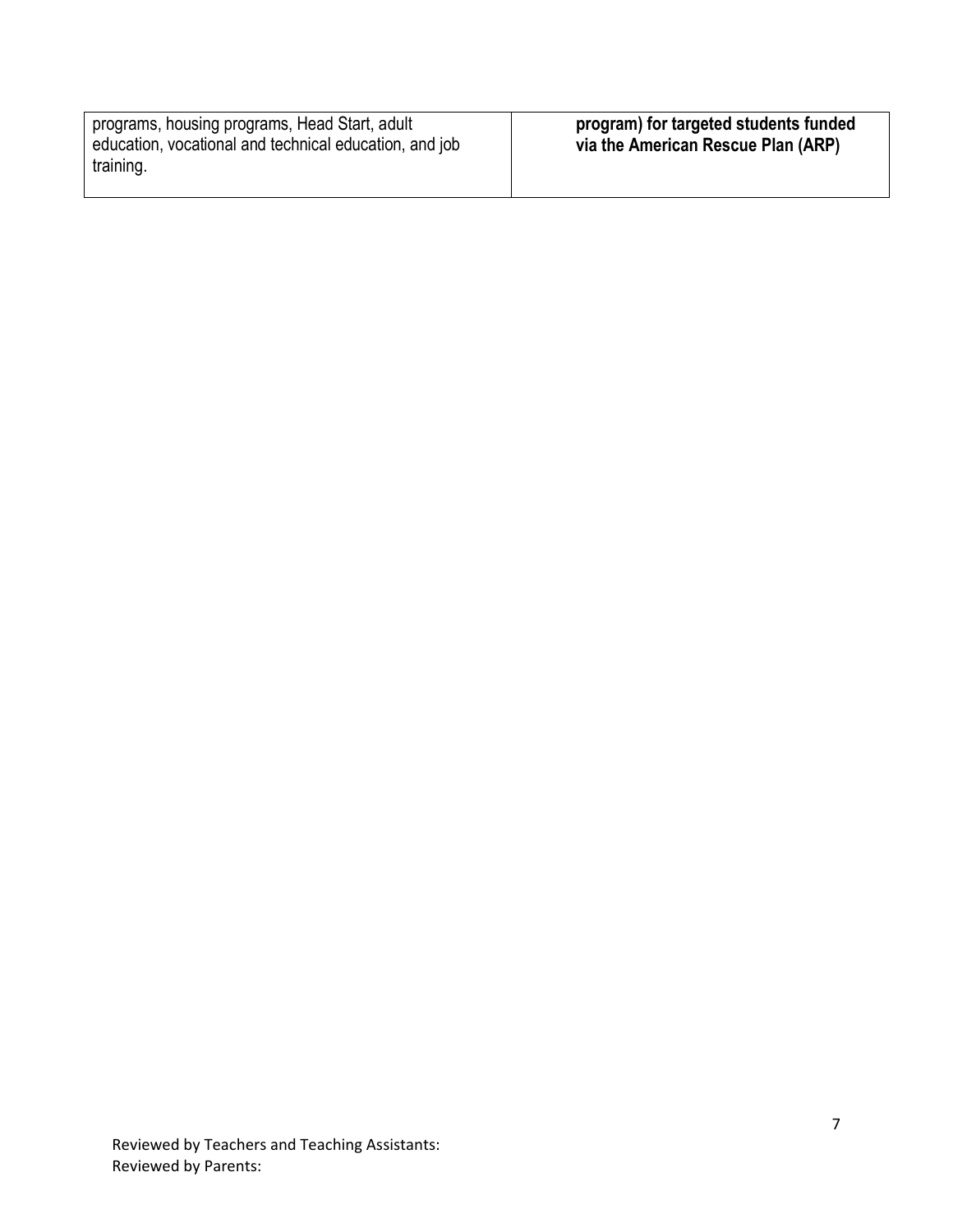| | |
|---|---|
| programs, housing programs, Head Start, adult education, vocational and technical education, and job training. | **program) for targeted students funded via the American Rescue Plan (ARP)** |

Reviewed by Teachers and Teaching Assistants:
Reviewed by Parents: